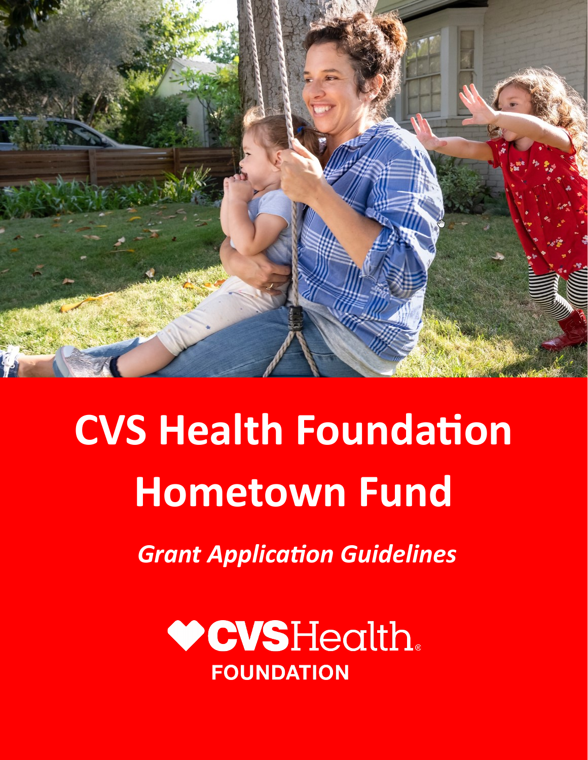# CVS Health Foundation Hometown Fund

*Grant Application Guidelines*

CVSHealth FOUNDATION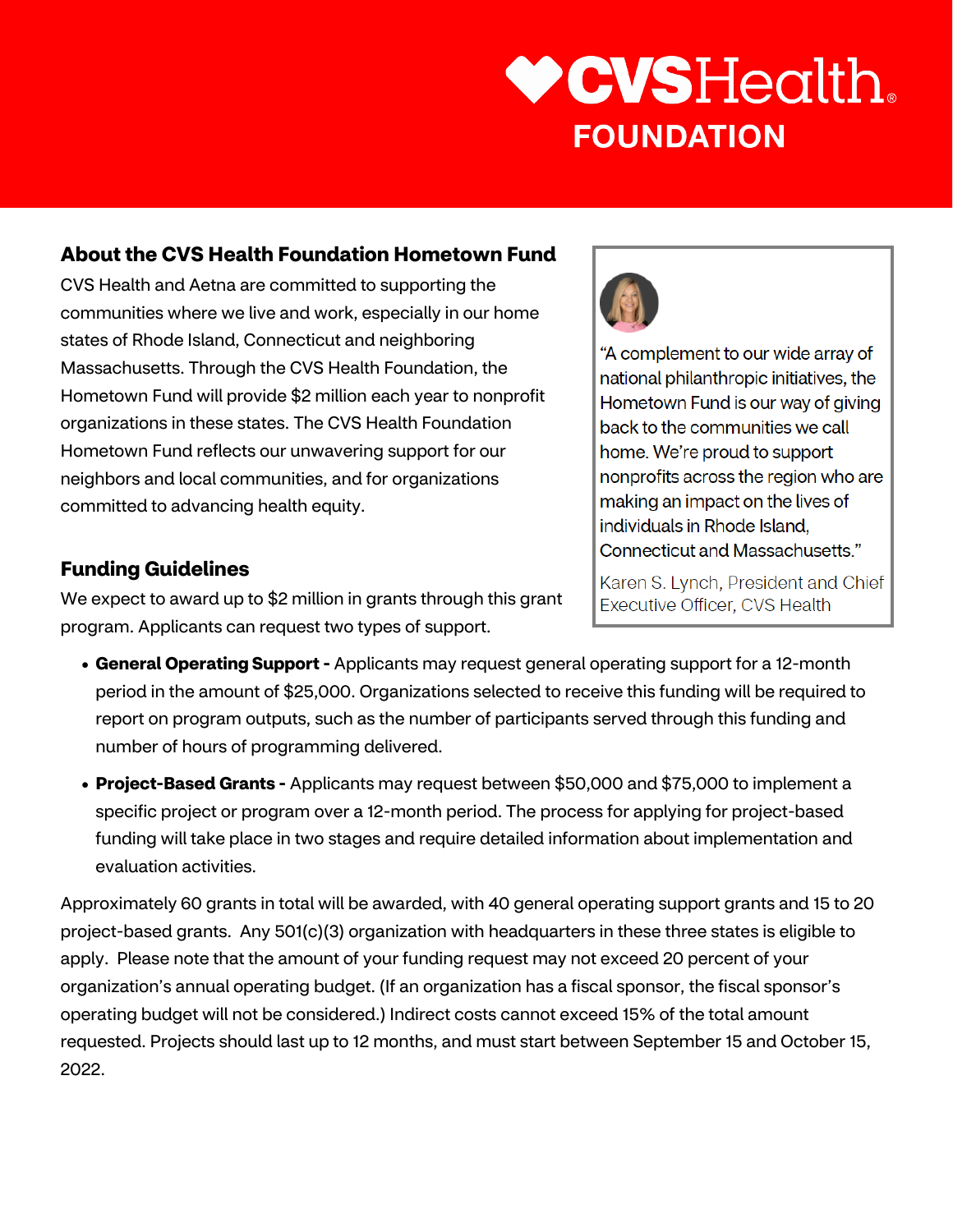CVS Health FOUNDATION

## About the CVS Health Foundation Hometown Fund

CVS Health and Aetna are committed to supporting the communities where we live and work, especially in our home states of Rhode Island, Connecticut and neighboring Massachusetts. Through the CVS Health Foundation, the Hometown Fund will provide $2 million each year to nonprofit organizations in these states. The CVS Health Foundation Hometown Fund reflects our unwavering support for our neighbors and local communities, and for organizations committed to advancing health equity.

> "A complement to our wide array of national philanthropic initiatives, the Hometown Fund is our way of giving back to the communities we call home. We're proud to support nonprofits across the region who are making an impact on the lives of individuals in Rhode Island, Connecticut and Massachusetts."
>
> Karen S. Lynch, President and Chief Executive Officer, CVS Health

## Funding Guidelines

We expect to award up to $2 million in grants through this grant program. Applicants can request two types of support.

- **General Operating Support -** Applicants may request general operating support for a 12-month period in the amount of $25,000. Organizations selected to receive this funding will be required to report on program outputs, such as the number of participants served through this funding and number of hours of programming delivered.
- **Project-Based Grants -** Applicants may request between $50,000 and $75,000 to implement a specific project or program over a 12-month period. The process for applying for project-based funding will take place in two stages and require detailed information about implementation and evaluation activities.

Approximately 60 grants in total will be awarded, with 40 general operating support grants and 15 to 20 project-based grants. Any 501(c)(3) organization with headquarters in these three states is eligible to apply. Please note that the amount of your funding request may not exceed 20 percent of your organization's annual operating budget. (If an organization has a fiscal sponsor, the fiscal sponsor's operating budget will not be considered.) Indirect costs cannot exceed 15% of the total amount requested. Projects should last up to 12 months, and must start between September 15 and October 15, 2022.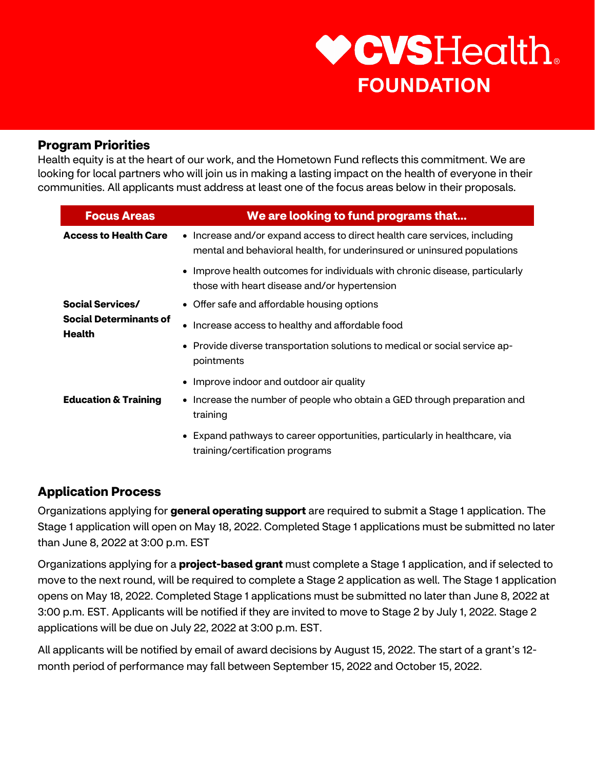# CVS Health FOUNDATION

## Program Priorities

Health equity is at the heart of our work, and the Hometown Fund reflects this commitment. We are looking for local partners who will join us in making a lasting impact on the health of everyone in their communities. All applicants must address at least one of the focus areas below in their proposals.

| Focus Areas | We are looking to fund programs that... |
| --- | --- |
| **Access to Health Care** | • Increase and/or expand access to direct health care services, including mental and behavioral health, for underinsured or uninsured populations<br>• Improve health outcomes for individuals with chronic disease, particularly those with heart disease and/or hypertension |
| **Social Services/ Social Determinants of Health** | • Offer safe and affordable housing options<br>• Increase access to healthy and affordable food<br>• Provide diverse transportation solutions to medical or social service appointments<br>• Improve indoor and outdoor air quality |
| **Education & Training** | • Increase the number of people who obtain a GED through preparation and training<br>• Expand pathways to career opportunities, particularly in healthcare, via training/certification programs |

## Application Process

Organizations applying for **general operating support** are required to submit a Stage 1 application. The Stage 1 application will open on May 18, 2022. Completed Stage 1 applications must be submitted no later than June 8, 2022 at 3:00 p.m. EST

Organizations applying for a **project-based grant** must complete a Stage 1 application, and if selected to move to the next round, will be required to complete a Stage 2 application as well. The Stage 1 application opens on May 18, 2022. Completed Stage 1 applications must be submitted no later than June 8, 2022 at 3:00 p.m. EST. Applicants will be notified if they are invited to move to Stage 2 by July 1, 2022. Stage 2 applications will be due on July 22, 2022 at 3:00 p.m. EST.

All applicants will be notified by email of award decisions by August 15, 2022. The start of a grant's 12-month period of performance may fall between September 15, 2022 and October 15, 2022.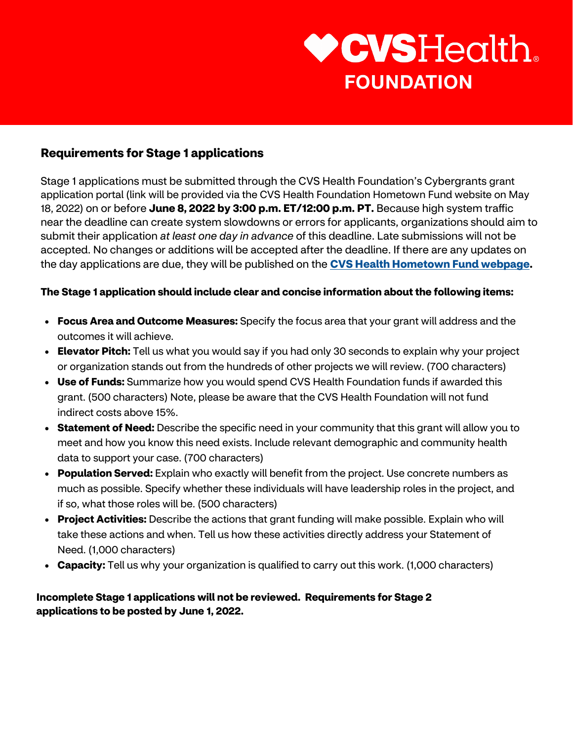## Requirements for Stage 1 applications

Stage 1 applications must be submitted through the CVS Health Foundation's Cybergrants grant application portal (link will be provided via the CVS Health Foundation Hometown Fund website on May 18, 2022) on or before **June 8, 2022 by 3:00 p.m. ET/12:00 p.m. PT.** Because high system traffic near the deadline can create system slowdowns or errors for applicants, organizations should aim to submit their application *at least one day in advance* of this deadline. Late submissions will not be accepted. No changes or additions will be accepted after the deadline. If there are any updates on the day applications are due, they will be published on the **CVS Health Hometown Fund webpage**.

**The Stage 1 application should include clear and concise information about the following items:**

- **Focus Area and Outcome Measures:** Specify the focus area that your grant will address and the outcomes it will achieve.
- **Elevator Pitch:** Tell us what you would say if you had only 30 seconds to explain why your project or organization stands out from the hundreds of other projects we will review. (700 characters)
- **Use of Funds:** Summarize how you would spend CVS Health Foundation funds if awarded this grant. (500 characters) Note, please be aware that the CVS Health Foundation will not fund indirect costs above 15%.
- **Statement of Need:** Describe the specific need in your community that this grant will allow you to meet and how you know this need exists. Include relevant demographic and community health data to support your case. (700 characters)
- **Population Served:** Explain who exactly will benefit from the project. Use concrete numbers as much as possible. Specify whether these individuals will have leadership roles in the project, and if so, what those roles will be. (500 characters)
- **Project Activities:** Describe the actions that grant funding will make possible. Explain who will take these actions and when. Tell us how these activities directly address your Statement of Need. (1,000 characters)
- **Capacity:** Tell us why your organization is qualified to carry out this work. (1,000 characters)

**Incomplete Stage 1 applications will not be reviewed. Requirements for Stage 2 applications to be posted by June 1, 2022.**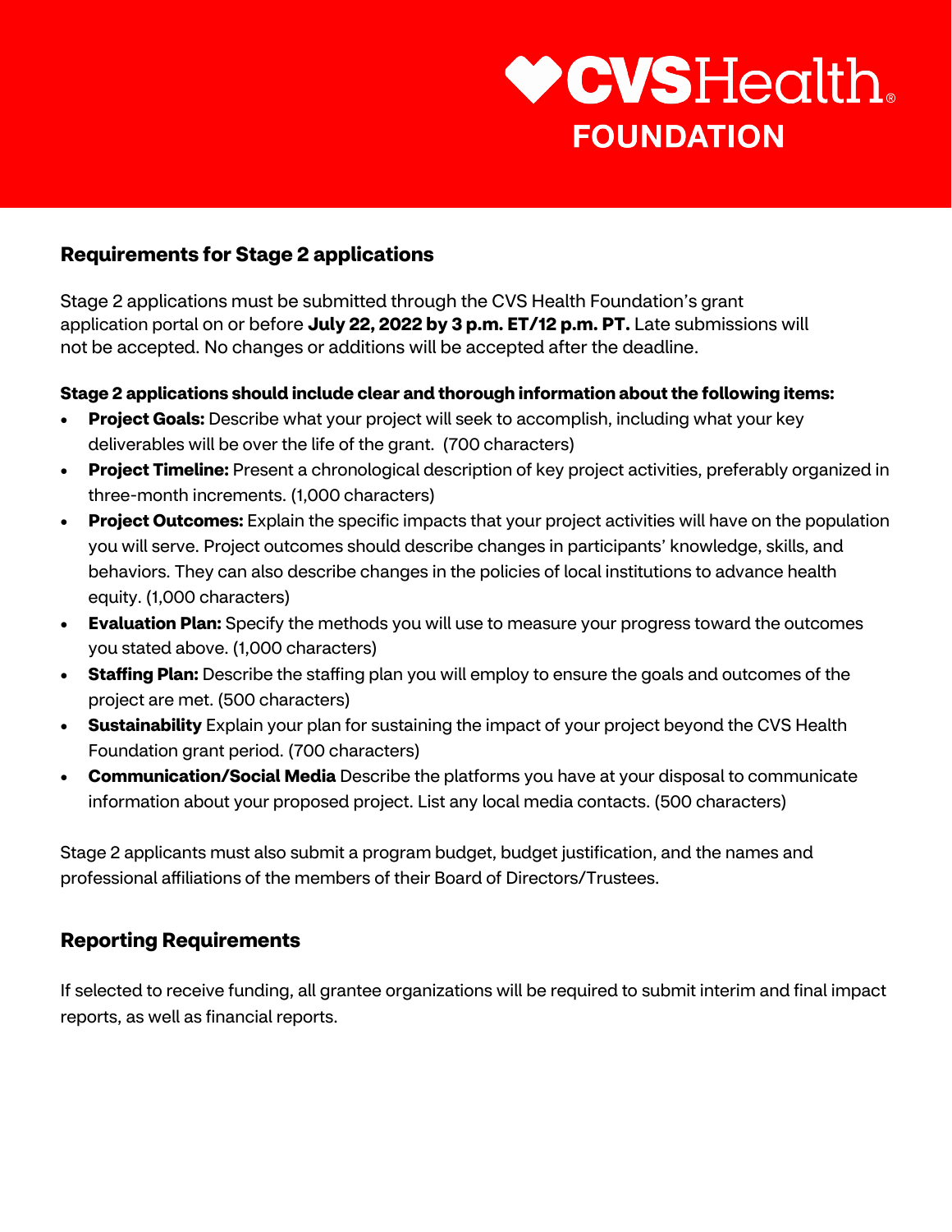CVS Health FOUNDATION

## Requirements for Stage 2 applications

Stage 2 applications must be submitted through the CVS Health Foundation's grant application portal on or before **July 22, 2022 by 3 p.m. ET/12 p.m. PT.** Late submissions will not be accepted. No changes or additions will be accepted after the deadline.

**Stage 2 applications should include clear and thorough information about the following items:**

- **Project Goals:** Describe what your project will seek to accomplish, including what your key deliverables will be over the life of the grant. (700 characters)
- **Project Timeline:** Present a chronological description of key project activities, preferably organized in three-month increments. (1,000 characters)
- **Project Outcomes:** Explain the specific impacts that your project activities will have on the population you will serve. Project outcomes should describe changes in participants' knowledge, skills, and behaviors. They can also describe changes in the policies of local institutions to advance health equity. (1,000 characters)
- **Evaluation Plan:** Specify the methods you will use to measure your progress toward the outcomes you stated above. (1,000 characters)
- **Staffing Plan:** Describe the staffing plan you will employ to ensure the goals and outcomes of the project are met. (500 characters)
- **Sustainability** Explain your plan for sustaining the impact of your project beyond the CVS Health Foundation grant period. (700 characters)
- **Communication/Social Media** Describe the platforms you have at your disposal to communicate information about your proposed project. List any local media contacts. (500 characters)

Stage 2 applicants must also submit a program budget, budget justification, and the names and professional affiliations of the members of their Board of Directors/Trustees.

## Reporting Requirements

If selected to receive funding, all grantee organizations will be required to submit interim and final impact reports, as well as financial reports.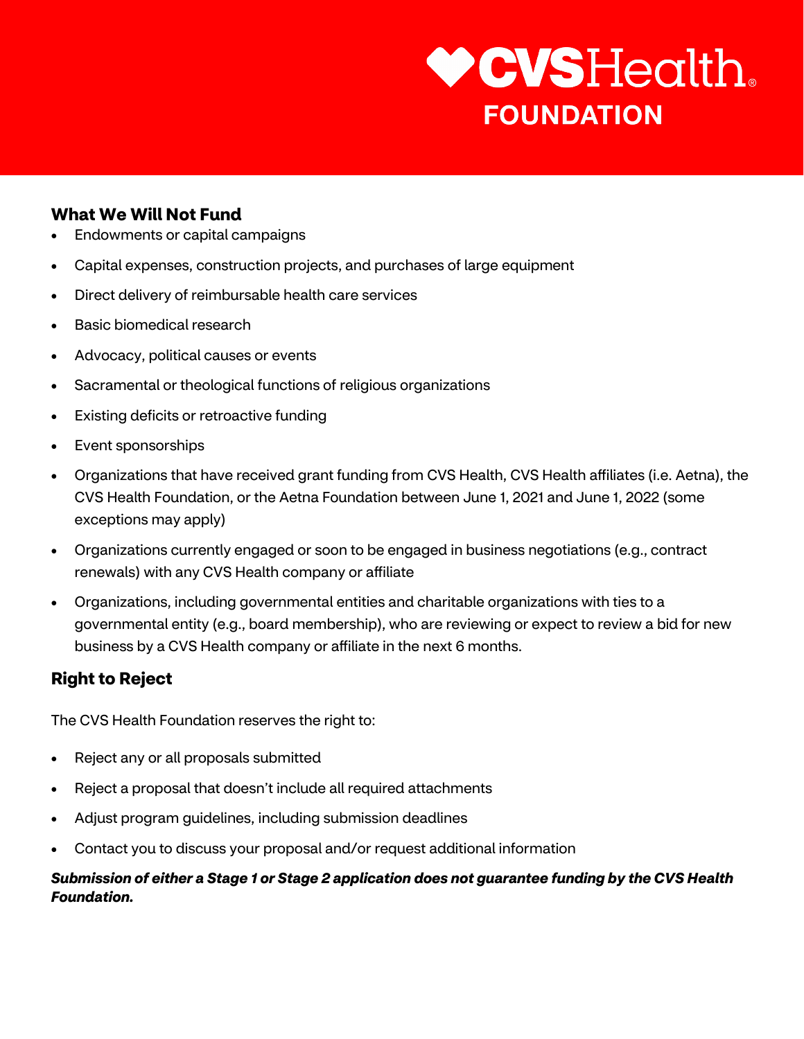## What We Will Not Fund

- Endowments or capital campaigns
- Capital expenses, construction projects, and purchases of large equipment
- Direct delivery of reimbursable health care services
- Basic biomedical research
- Advocacy, political causes or events
- Sacramental or theological functions of religious organizations
- Existing deficits or retroactive funding
- Event sponsorships
- Organizations that have received grant funding from CVS Health, CVS Health affiliates (i.e. Aetna), the CVS Health Foundation, or the Aetna Foundation between June 1, 2021 and June 1, 2022 (some exceptions may apply)
- Organizations currently engaged or soon to be engaged in business negotiations (e.g., contract renewals) with any CVS Health company or affiliate
- Organizations, including governmental entities and charitable organizations with ties to a governmental entity (e.g., board membership), who are reviewing or expect to review a bid for new business by a CVS Health company or affiliate in the next 6 months.

## Right to Reject

The CVS Health Foundation reserves the right to:

- Reject any or all proposals submitted
- Reject a proposal that doesn't include all required attachments
- Adjust program guidelines, including submission deadlines
- Contact you to discuss your proposal and/or request additional information

***Submission of either a Stage 1 or Stage 2 application does not guarantee funding by the CVS Health Foundation.***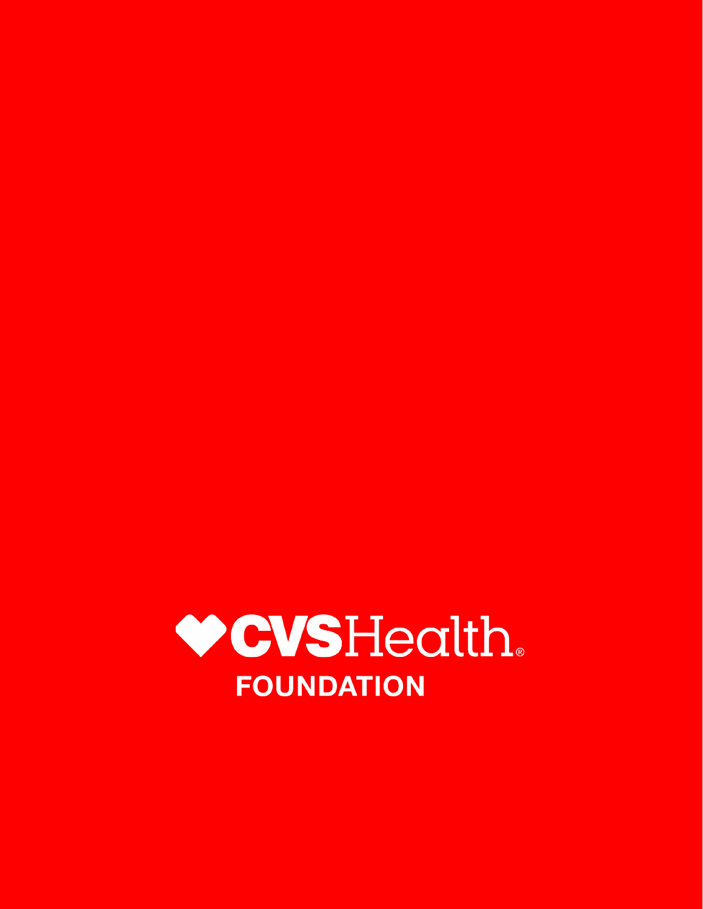CVSHealth®

FOUNDATION